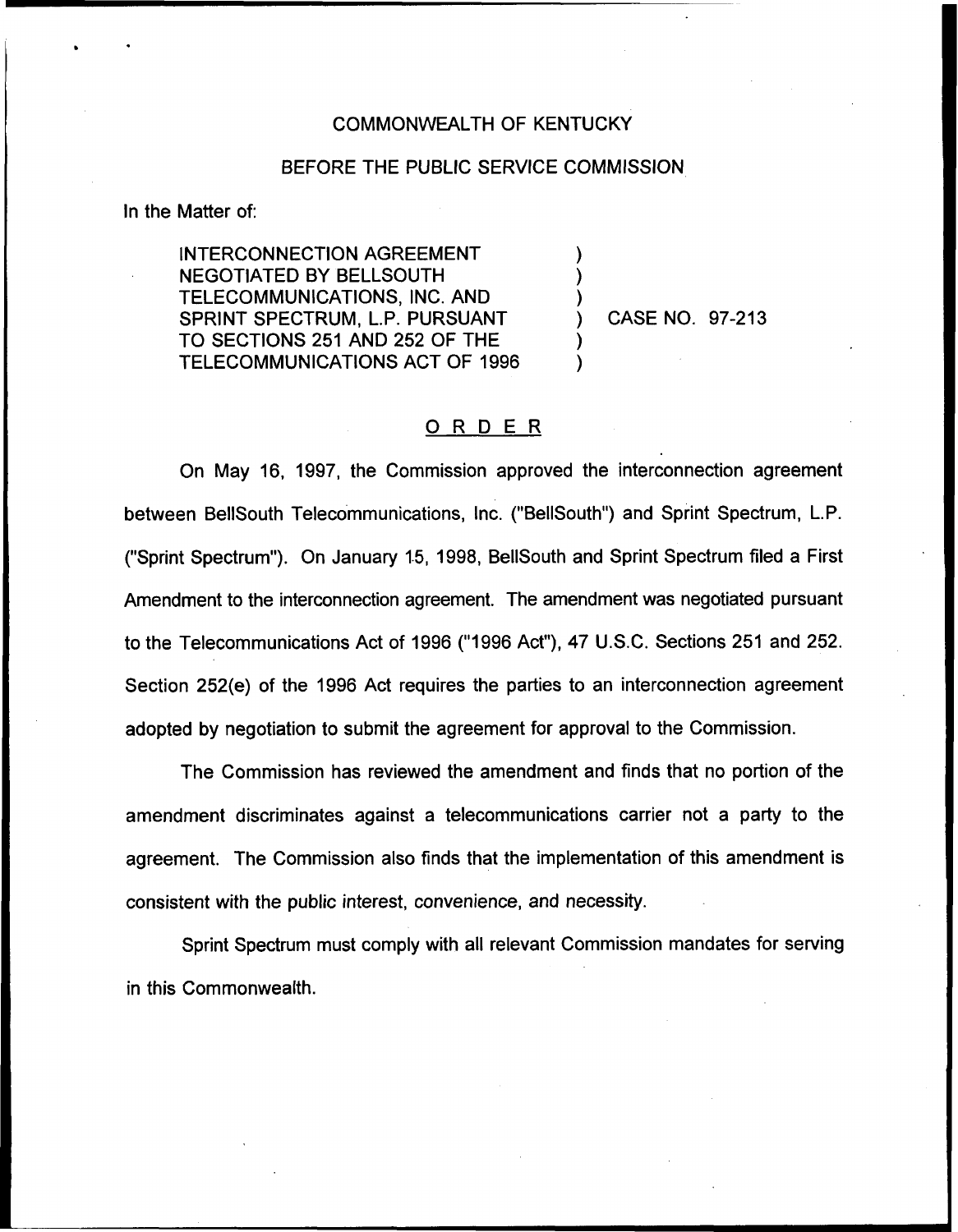COMMONWEALTH OF KENTUCKY

BEFORE THE PUBLIC SERVICE COMMISSION

In the Matter of:

INTERCONNECTION AGREEMENT NEGOTIATED BY BELLSOUTH TELECOMMUNICATIONS, INC. AND SPRINT SPECTRUM, L.P. PURSUANT TO SECTIONS 251 AND 252 OF THE TELECOMMUNICATIONS ACT OF 1996 ) CASE NO. 97-213

# ORDER

On May 16, 1997, the Commission approved the interconnection agreement between BellSouth Telecommunications, Inc. ("BellSouth") and Sprint Spectrum, L.P. ("Sprint Spectrum"). On January 15, 1998, BellSouth and Sprint Spectrum filed a First Amendment to the interconnection agreement. The amendment was negotiated pursuant to the Telecommunications Act of 1996 ("1996 Act"), 47 U.S.C. Sections 251 and 252. Section 252(e) of the 1996 Act requires the parties to an interconnection agreement adopted by negotiation to submit the agreement for approval to the Commission.

The Commission has reviewed the amendment and finds that no portion of the amendment discriminates against a telecommunications carrier not a party to the agreement. The Commission also finds that the implementation of this amendment is consistent with the public interest, convenience, and necessity.

Sprint Spectrum must comply with all relevant Commission mandates for serving in this Commonwealth.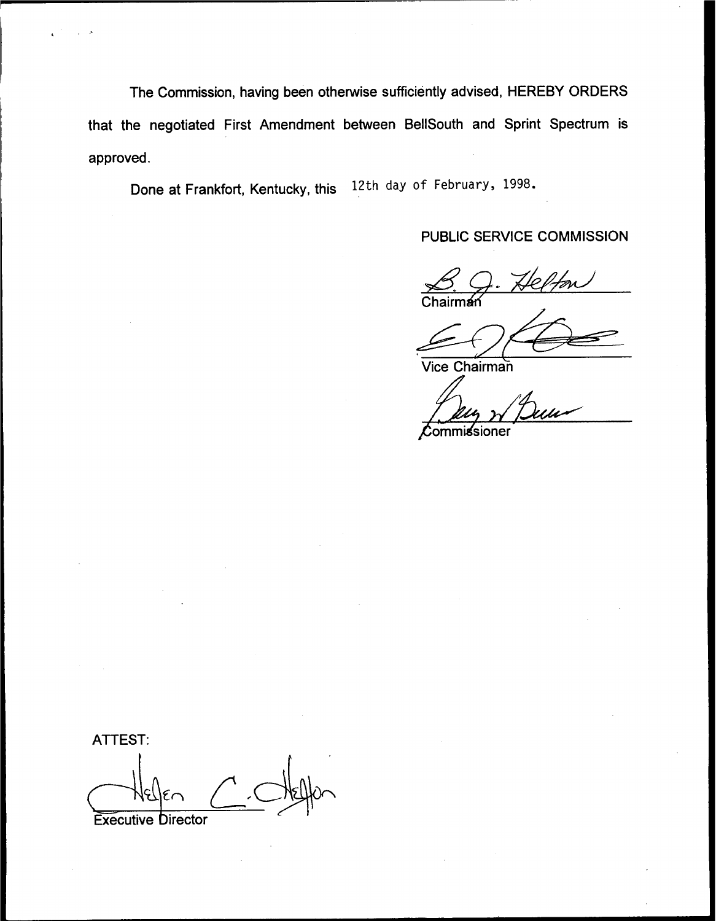The Commission, having been otherwise sufficiently advised, HEREBY ORDERS that the negotiated First Amendment between BellSouth and Sprint Spectrum is approved.

Done at Frankfort, Kentucky, this 12th day of February, 1998.

PUBLIC SERVICE COMMISSION

Chairman

Vice Chairman

Commissioner

ATTEST:

Executive Director